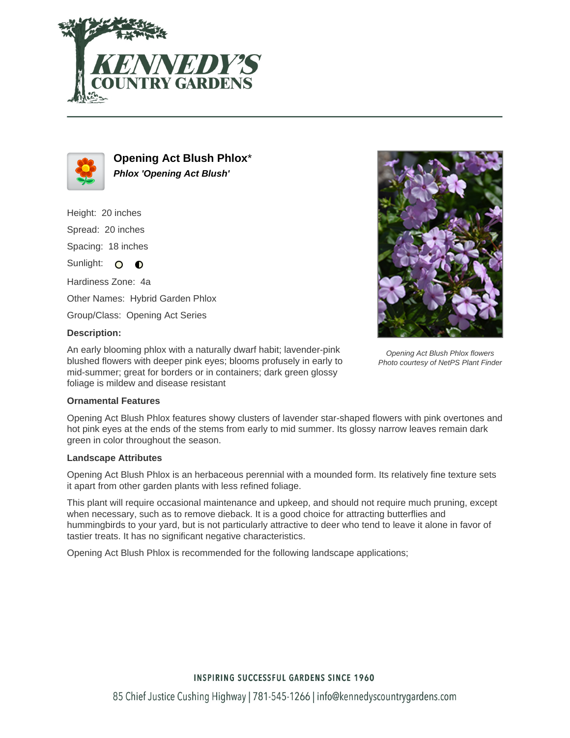# Opening Act Blush Phlox*

***Phlox 'Opening Act Blush'***

Height: 20 inches

Spread: 20 inches

Spacing: 18 inches

Sunlight:

Hardiness Zone: 4a

Other Names: Hybrid Garden Phlox

Group/Class: Opening Act Series

**Description:**

An early blooming phlox with a naturally dwarf habit; lavender-pink blushed flowers with deeper pink eyes; blooms profusely in early to mid-summer; great for borders or in containers; dark green glossy foliage is mildew and disease resistant

*Opening Act Blush Phlox flowers*
*Photo courtesy of NetPS Plant Finder*

**Ornamental Features**

Opening Act Blush Phlox features showy clusters of lavender star-shaped flowers with pink overtones and hot pink eyes at the ends of the stems from early to mid summer. Its glossy narrow leaves remain dark green in color throughout the season.

**Landscape Attributes**

Opening Act Blush Phlox is an herbaceous perennial with a mounded form. Its relatively fine texture sets it apart from other garden plants with less refined foliage.

This plant will require occasional maintenance and upkeep, and should not require much pruning, except when necessary, such as to remove dieback. It is a good choice for attracting butterflies and hummingbirds to your yard, but is not particularly attractive to deer who tend to leave it alone in favor of tastier treats. It has no significant negative characteristics.

Opening Act Blush Phlox is recommended for the following landscape applications;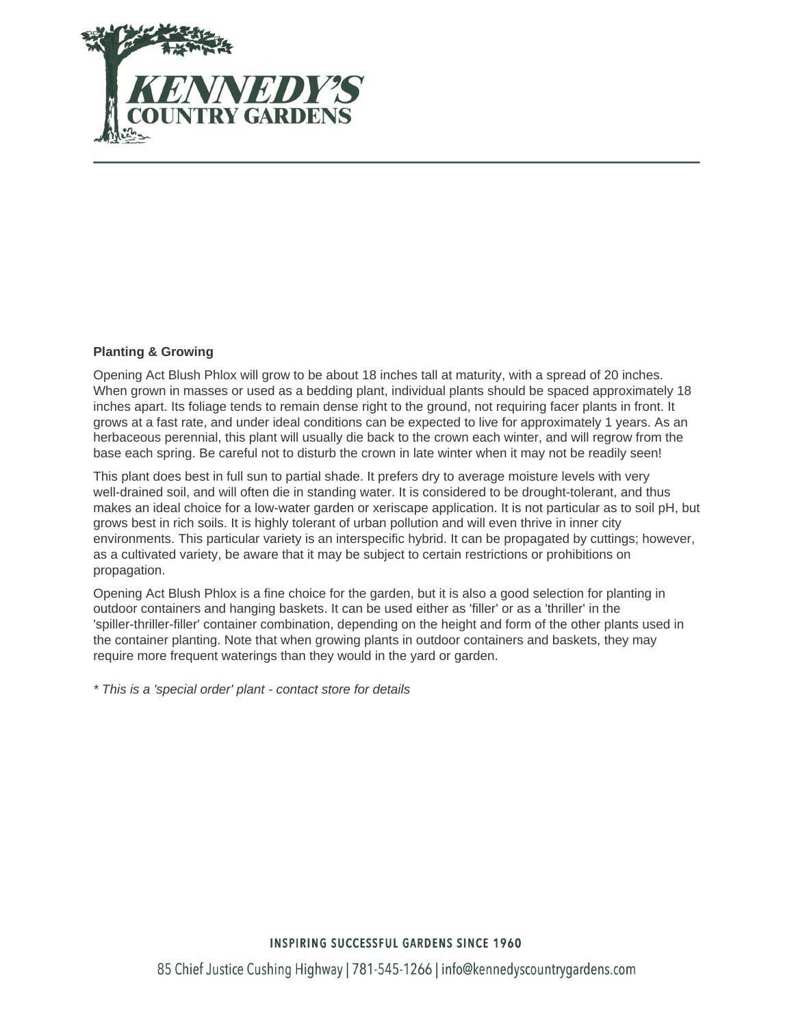**Planting & Growing**

Opening Act Blush Phlox will grow to be about 18 inches tall at maturity, with a spread of 20 inches. When grown in masses or used as a bedding plant, individual plants should be spaced approximately 18 inches apart. Its foliage tends to remain dense right to the ground, not requiring facer plants in front. It grows at a fast rate, and under ideal conditions can be expected to live for approximately 1 years. As an herbaceous perennial, this plant will usually die back to the crown each winter, and will regrow from the base each spring. Be careful not to disturb the crown in late winter when it may not be readily seen!

This plant does best in full sun to partial shade. It prefers dry to average moisture levels with very well-drained soil, and will often die in standing water. It is considered to be drought-tolerant, and thus makes an ideal choice for a low-water garden or xeriscape application. It is not particular as to soil pH, but grows best in rich soils. It is highly tolerant of urban pollution and will even thrive in inner city environments. This particular variety is an interspecific hybrid. It can be propagated by cuttings; however, as a cultivated variety, be aware that it may be subject to certain restrictions or prohibitions on propagation.

Opening Act Blush Phlox is a fine choice for the garden, but it is also a good selection for planting in outdoor containers and hanging baskets. It can be used either as 'filler' or as a 'thriller' in the 'spiller-thriller-filler' container combination, depending on the height and form of the other plants used in the container planting. Note that when growing plants in outdoor containers and baskets, they may require more frequent waterings than they would in the yard or garden.

*\* This is a 'special order' plant - contact store for details*